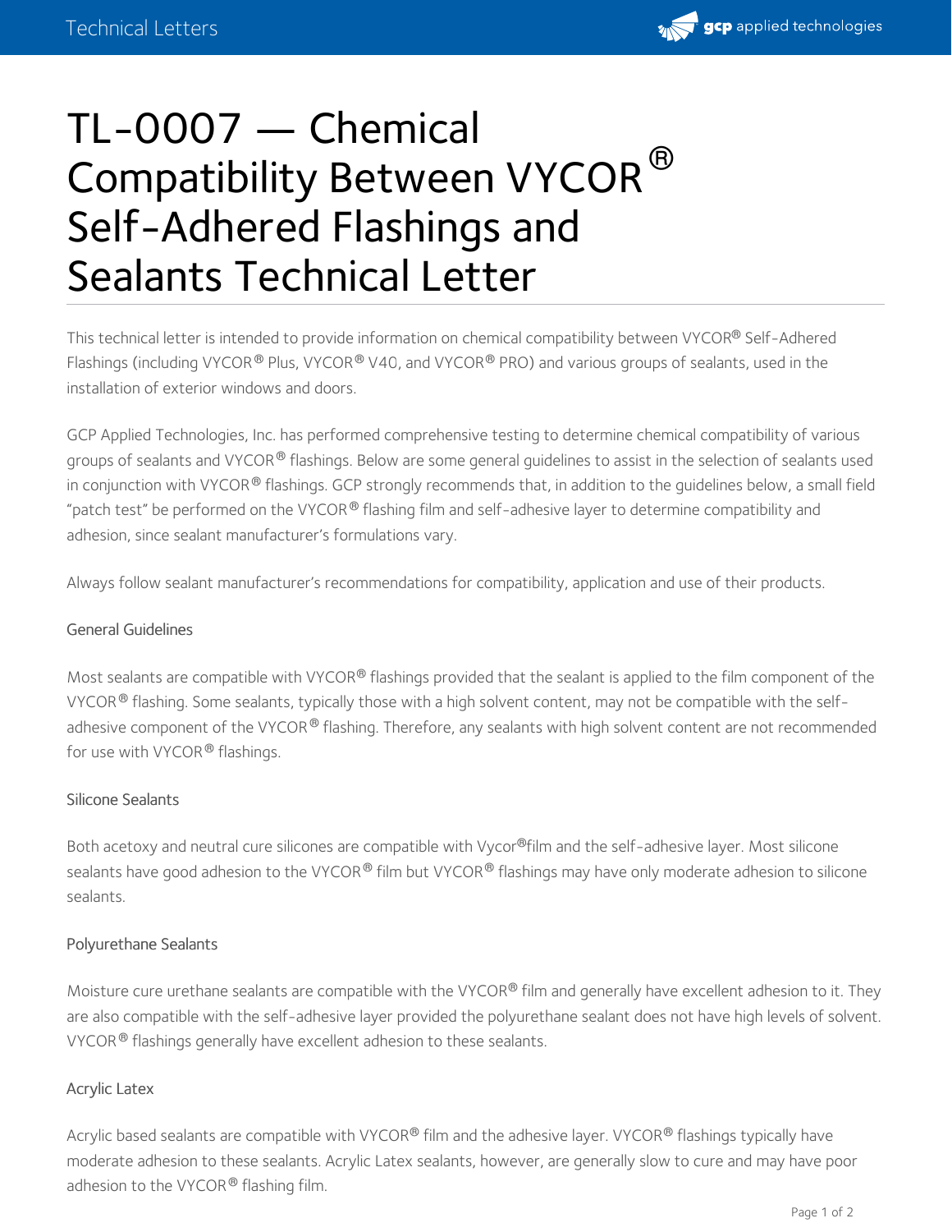# TL-0007 — Chemical Compatibility Between VYCOR® Self-Adhered Flashings and Sealants Technical Letter

This technical letter is intended to provide information on chemical compatibility between VYCOR® Self-Adhered Flashings (including VYCOR® Plus, VYCOR® V40, and VYCOR® PRO) and various groups of sealants, used in the installation of exterior windows and doors.

GCP Applied Technologies, Inc. has performed comprehensive testing to determine chemical compatibility of various groups of sealants and VYCOR® flashings. Below are some general guidelines to assist in the selection of sealants used in conjunction with VYCOR® flashings. GCP strongly recommends that, in addition to the guidelines below, a small field "patch test" be performed on the VYCOR® flashing film and self-adhesive layer to determine compatibility and adhesion, since sealant manufacturer's formulations vary.

Always follow sealant manufacturer's recommendations for compatibility, application and use of their products.

### General Guidelines

Most sealants are compatible with VYCOR® flashings provided that the sealant is applied to the film component of the VYCOR® flashing. Some sealants, typically those with a high solvent content, may not be compatible with the self-adhesive component of the VYCOR® flashing. Therefore, any sealants with high solvent content are not recommended for use with VYCOR® flashings.

### Silicone Sealants

Both acetoxy and neutral cure silicones are compatible with Vycor®film and the self-adhesive layer. Most silicone sealants have good adhesion to the VYCOR® film but VYCOR® flashings may have only moderate adhesion to silicone sealants.

### Polyurethane Sealants

Moisture cure urethane sealants are compatible with the VYCOR® film and generally have excellent adhesion to it. They are also compatible with the self-adhesive layer provided the polyurethane sealant does not have high levels of solvent. VYCOR® flashings generally have excellent adhesion to these sealants.

### Acrylic Latex

Acrylic based sealants are compatible with VYCOR® film and the adhesive layer. VYCOR® flashings typically have moderate adhesion to these sealants. Acrylic Latex sealants, however, are generally slow to cure and may have poor adhesion to the VYCOR® flashing film.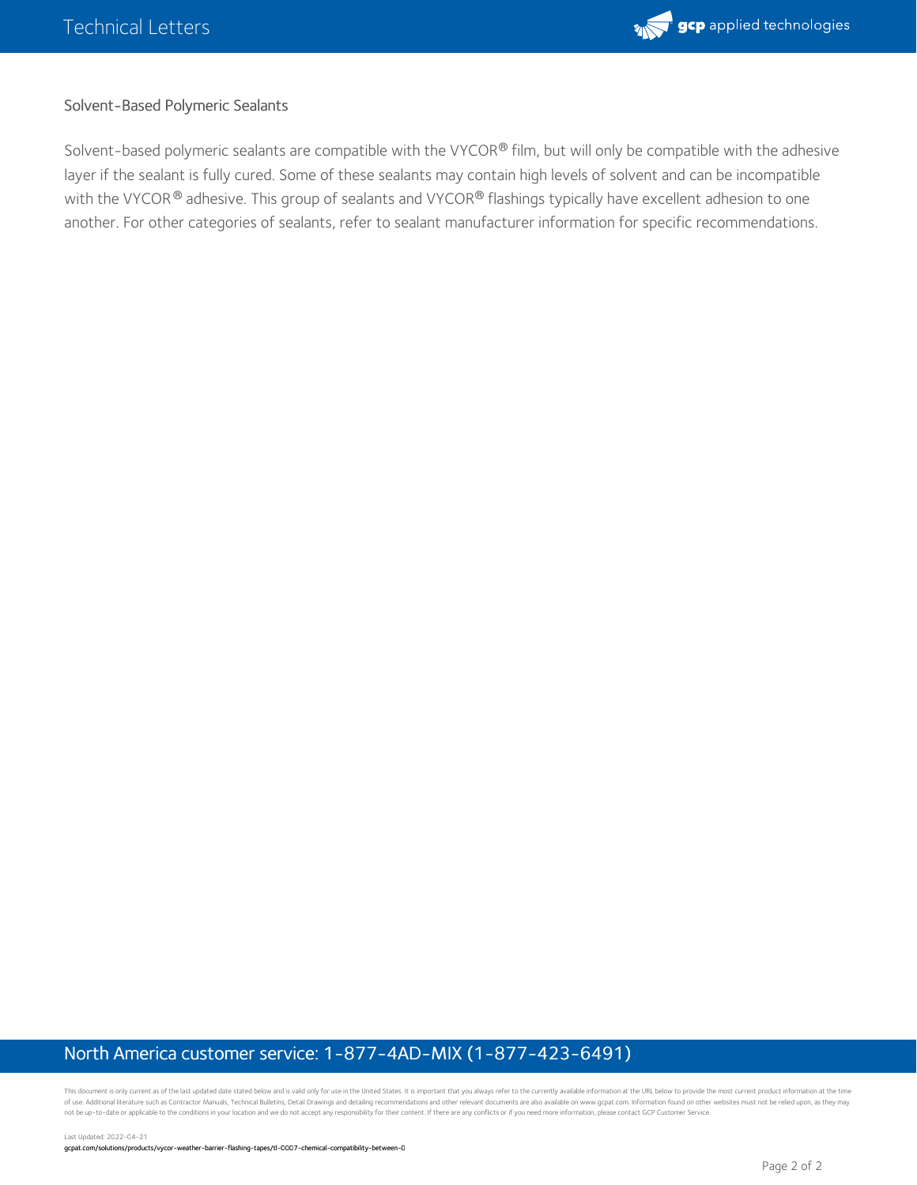### Solvent-Based Polymeric Sealants

Solvent-based polymeric sealants are compatible with the VYCOR® film, but will only be compatible with the adhesive layer if the sealant is fully cured. Some of these sealants may contain high levels of solvent and can be incompatible with the VYCOR® adhesive. This group of sealants and VYCOR® flashings typically have excellent adhesion to one another. For other categories of sealants, refer to sealant manufacturer information for specific recommendations.

North America customer service: 1-877-4AD-MIX (1-877-423-6491)

This document is only current as of the last updated date stated below and is valid only for use in the United States. It is important that you always refer to the currently available information at the URL below to provide the most current product information at the time of use. Additional literature such as Contractor Manuals, Technical Bulletins, Detail Drawings and detailing recommendations and other relevant documents are also available on www.gcpat.com. Information found on other websites must not be relied upon, as they may not be up-to-date or applicable to the conditions in your location and we do not accept any responsibility for their content. If there are any conflicts or if you need more information, please contact GCP Customer Service.

Last Updated: 2022-04-21

gcpat.com/solutions/products/vycor-weather-barrier-flashing-tapes/tl-0007-chemical-compatibility-between-0